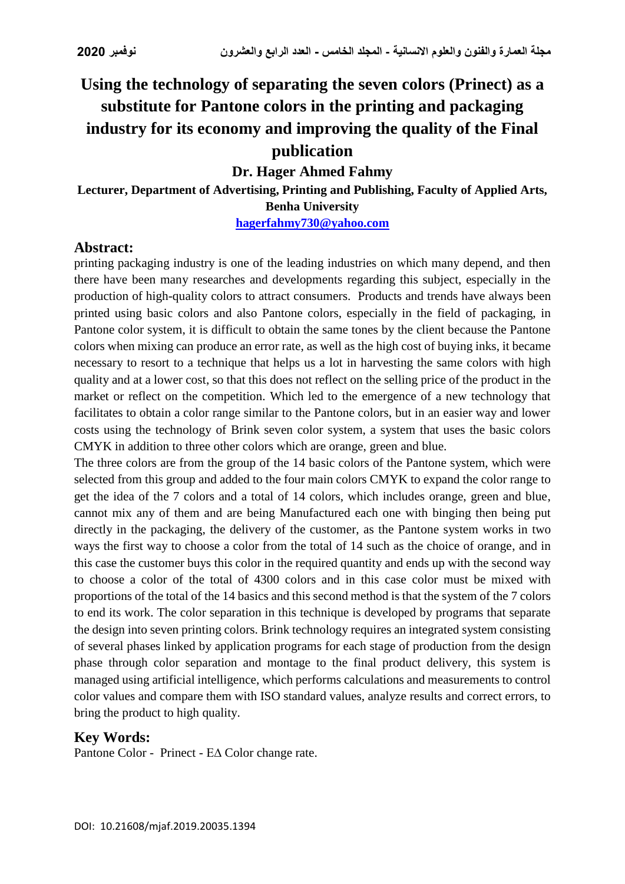# Using the technology of separating the seven colors (Prinect) as a substitute for Pantone colors in the printing and packaging industry for its economy and improving the quality of the Final publication

**Dr. Hager Ahmed Fahmy**

**Lecturer, Department of Advertising, Printing and Publishing, Faculty of Applied Arts, Benha University**

**hagerfahmy730@yahoo.com**

## Abstract:

printing packaging industry is one of the leading industries on which many depend, and then there have been many researches and developments regarding this subject, especially in the production of high-quality colors to attract consumers. Products and trends have always been printed using basic colors and also Pantone colors, especially in the field of packaging, in Pantone color system, it is difficult to obtain the same tones by the client because the Pantone colors when mixing can produce an error rate, as well as the high cost of buying inks, it became necessary to resort to a technique that helps us a lot in harvesting the same colors with high quality and at a lower cost, so that this does not reflect on the selling price of the product in the market or reflect on the competition. Which led to the emergence of a new technology that facilitates to obtain a color range similar to the Pantone colors, but in an easier way and lower costs using the technology of Brink seven color system, a system that uses the basic colors CMYK in addition to three other colors which are orange, green and blue.

The three colors are from the group of the 14 basic colors of the Pantone system, which were selected from this group and added to the four main colors CMYK to expand the color range to get the idea of the 7 colors and a total of 14 colors, which includes orange, green and blue, cannot mix any of them and are being Manufactured each one with binging then being put directly in the packaging, the delivery of the customer, as the Pantone system works in two ways the first way to choose a color from the total of 14 such as the choice of orange, and in this case the customer buys this color in the required quantity and ends up with the second way to choose a color of the total of 4300 colors and in this case color must be mixed with proportions of the total of the 14 basics and this second method is that the system of the 7 colors to end its work. The color separation in this technique is developed by programs that separate the design into seven printing colors. Brink technology requires an integrated system consisting of several phases linked by application programs for each stage of production from the design phase through color separation and montage to the final product delivery, this system is managed using artificial intelligence, which performs calculations and measurements to control color values and compare them with ISO standard values, analyze results and correct errors, to bring the product to high quality.

## Key Words:

Pantone Color - Prinect - EΔ Color change rate.

DOI: 10.21608/mjaf.2019.20035.1394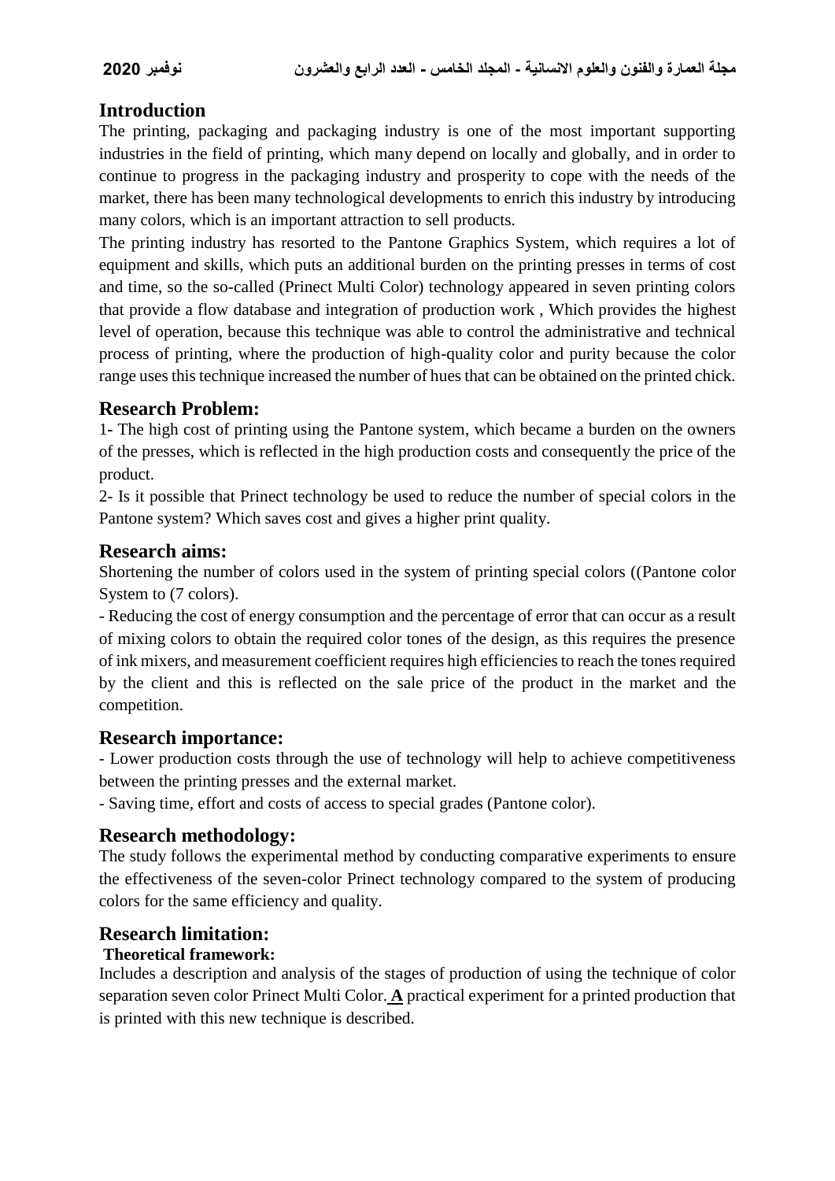## Introduction

The printing, packaging and packaging industry is one of the most important supporting industries in the field of printing, which many depend on locally and globally, and in order to continue to progress in the packaging industry and prosperity to cope with the needs of the market, there has been many technological developments to enrich this industry by introducing many colors, which is an important attraction to sell products.

The printing industry has resorted to the Pantone Graphics System, which requires a lot of equipment and skills, which puts an additional burden on the printing presses in terms of cost and time, so the so-called (Prinect Multi Color) technology appeared in seven printing colors that provide a flow database and integration of production work , Which provides the highest level of operation, because this technique was able to control the administrative and technical process of printing, where the production of high-quality color and purity because the color range uses this technique increased the number of hues that can be obtained on the printed chick.

## Research Problem:

1- The high cost of printing using the Pantone system, which became a burden on the owners of the presses, which is reflected in the high production costs and consequently the price of the product.

2- Is it possible that Prinect technology be used to reduce the number of special colors in the Pantone system? Which saves cost and gives a higher print quality.

## Research aims:

Shortening the number of colors used in the system of printing special colors ((Pantone color System to (7 colors).

- Reducing the cost of energy consumption and the percentage of error that can occur as a result of mixing colors to obtain the required color tones of the design, as this requires the presence of ink mixers, and measurement coefficient requires high efficiencies to reach the tones required by the client and this is reflected on the sale price of the product in the market and the competition.

## Research importance:

- Lower production costs through the use of technology will help to achieve competitiveness between the printing presses and the external market.
- Saving time, effort and costs of access to special grades (Pantone color).

## Research methodology:

The study follows the experimental method by conducting comparative experiments to ensure the effectiveness of the seven-color Prinect technology compared to the system of producing colors for the same efficiency and quality.

## Research limitation:

**Theoretical framework:**

Includes a description and analysis of the stages of production of using the technique of color separation seven color Prinect Multi Color. **A** practical experiment for a printed production that is printed with this new technique is described.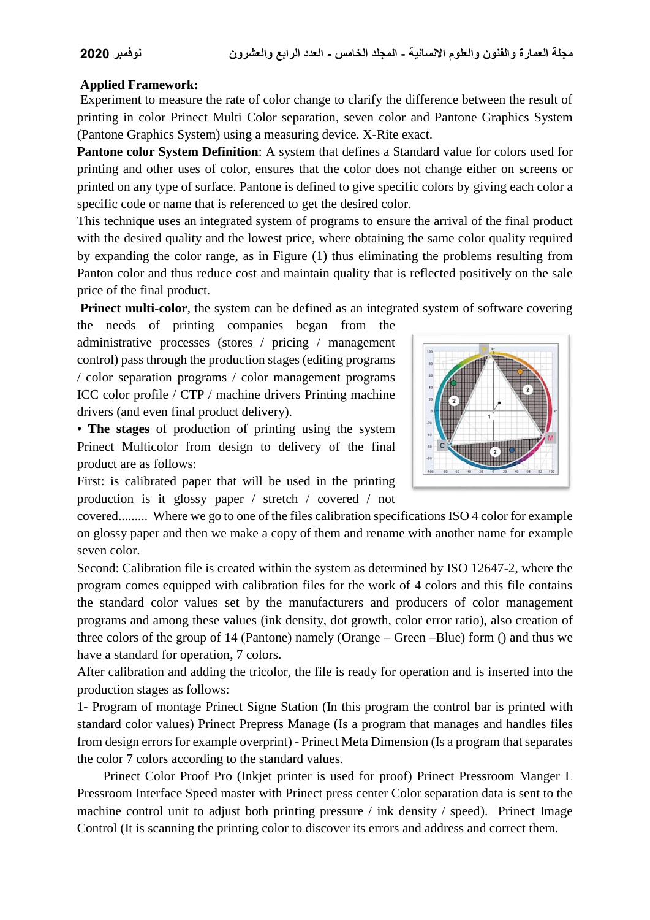**Applied Framework:**

Experiment to measure the rate of color change to clarify the difference between the result of printing in color Prinect Multi Color separation, seven color and Pantone Graphics System (Pantone Graphics System) using a measuring device. X-Rite exact.

**Pantone color System Definition**: A system that defines a Standard value for colors used for printing and other uses of color, ensures that the color does not change either on screens or printed on any type of surface. Pantone is defined to give specific colors by giving each color a specific code or name that is referenced to get the desired color.

This technique uses an integrated system of programs to ensure the arrival of the final product with the desired quality and the lowest price, where obtaining the same color quality required by expanding the color range, as in Figure (1) thus eliminating the problems resulting from Panton color and thus reduce cost and maintain quality that is reflected positively on the sale price of the final product.

**Prinect multi-color**, the system can be defined as an integrated system of software covering the needs of printing companies began from the administrative processes (stores / pricing / management control) pass through the production stages (editing programs / color separation programs / color management programs ICC color profile / CTP / machine drivers Printing machine drivers (and even final product delivery).

• **The stages** of production of printing using the system Prinect Multicolor from design to delivery of the final product are as follows:

First: is calibrated paper that will be used in the printing production is it glossy paper / stretch / covered / not covered......... Where we go to one of the files calibration specifications ISO 4 color for example on glossy paper and then we make a copy of them and rename with another name for example seven color.

Second: Calibration file is created within the system as determined by ISO 12647-2, where the program comes equipped with calibration files for the work of 4 colors and this file contains the standard color values set by the manufacturers and producers of color management programs and among these values (ink density, dot growth, color error ratio), also creation of three colors of the group of 14 (Pantone) namely (Orange – Green –Blue) form () and thus we have a standard for operation, 7 colors.

After calibration and adding the tricolor, the file is ready for operation and is inserted into the production stages as follows:

1- Program of montage Prinect Signe Station (In this program the control bar is printed with standard color values) Prinect Prepress Manage (Is a program that manages and handles files from design errors for example overprint) - Prinect Meta Dimension (Is a program that separates the color 7 colors according to the standard values.

Prinect Color Proof Pro (Inkjet printer is used for proof) Prinect Pressroom Manger L Pressroom Interface Speed master with Prinect press center Color separation data is sent to the machine control unit to adjust both printing pressure / ink density / speed). Prinect Image Control (It is scanning the printing color to discover its errors and address and correct them.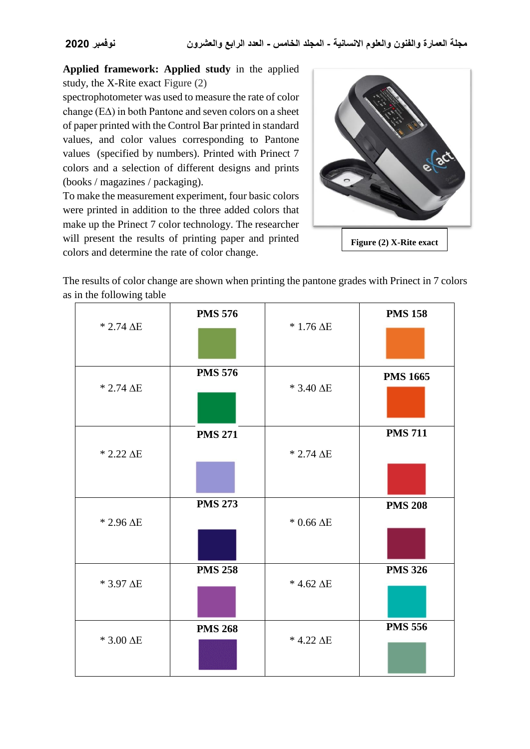**Applied framework: Applied study** in the applied study, the X-Rite exact Figure (2) spectrophotometer was used to measure the rate of color change (EΔ) in both Pantone and seven colors on a sheet of paper printed with the Control Bar printed in standard values, and color values corresponding to Pantone values (specified by numbers). Printed with Prinect 7 colors and a selection of different designs and prints (books / magazines / packaging).

To make the measurement experiment, four basic colors were printed in addition to the three added colors that make up the Prinect 7 color technology. The researcher will present the results of printing paper and printed colors and determine the rate of color change.

**Figure (2) X-Rite exact**

The results of color change are shown when printing the pantone grades with Prinect in 7 colors as in the following table

| | | | |
|---|---|---|---|
| * 2.74 ΔE | **PMS 576** | * 1.76 ΔE | **PMS 158** |
| * 2.74 ΔE | **PMS 576** | * 3.40 ΔE | **PMS 1665** |
| * 2.22 ΔE | **PMS 271** | * 2.74 ΔE | **PMS 711** |
| * 2.96 ΔE | **PMS 273** | * 0.66 ΔE | **PMS 208** |
| * 3.97 ΔE | **PMS 258** | * 4.62 ΔE | **PMS 326** |
| * 3.00 ΔE | **PMS 268** | * 4.22 ΔE | **PMS 556** |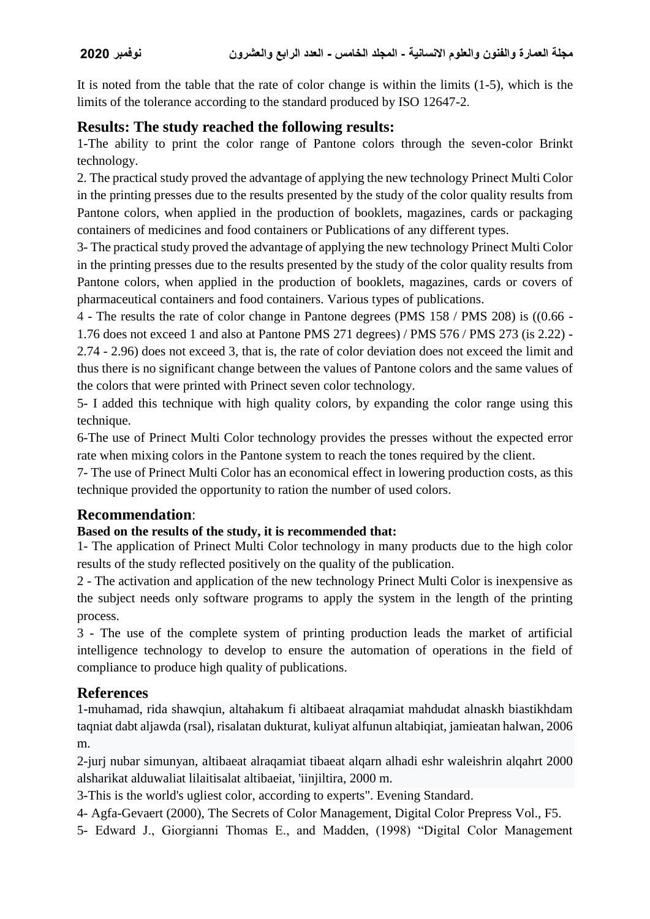It is noted from the table that the rate of color change is within the limits (1-5), which is the limits of the tolerance according to the standard produced by ISO 12647-2.

## Results: The study reached the following results:

1-The ability to print the color range of Pantone colors through the seven-color Brinkt technology.

2. The practical study proved the advantage of applying the new technology Prinect Multi Color in the printing presses due to the results presented by the study of the color quality results from Pantone colors, when applied in the production of booklets, magazines, cards or packaging containers of medicines and food containers or Publications of any different types.

3- The practical study proved the advantage of applying the new technology Prinect Multi Color in the printing presses due to the results presented by the study of the color quality results from Pantone colors, when applied in the production of booklets, magazines, cards or covers of pharmaceutical containers and food containers. Various types of publications.

4 - The results the rate of color change in Pantone degrees (PMS 158 / PMS 208) is ((0.66 - 1.76 does not exceed 1 and also at Pantone PMS 271 degrees) / PMS 576 / PMS 273 (is 2.22) - 2.74 - 2.96) does not exceed 3, that is, the rate of color deviation does not exceed the limit and thus there is no significant change between the values of Pantone colors and the same values of the colors that were printed with Prinect seven color technology.

5- I added this technique with high quality colors, by expanding the color range using this technique.

6-The use of Prinect Multi Color technology provides the presses without the expected error rate when mixing colors in the Pantone system to reach the tones required by the client.

7- The use of Prinect Multi Color has an economical effect in lowering production costs, as this technique provided the opportunity to ration the number of used colors.

## Recommendation:

**Based on the results of the study, it is recommended that:**

1- The application of Prinect Multi Color technology in many products due to the high color results of the study reflected positively on the quality of the publication.

2 - The activation and application of the new technology Prinect Multi Color is inexpensive as the subject needs only software programs to apply the system in the length of the printing process.

3 - The use of the complete system of printing production leads the market of artificial intelligence technology to develop to ensure the automation of operations in the field of compliance to produce high quality of publications.

## References

1-muhamad, rida shawqiun, altahakum fi altibaeat alraqamiat mahdudat alnaskh biastikhdam taqniat dabt aljawda (rsal), risalatan dukturat, kuliyat alfunun altabiqiat, jamieatan halwan, 2006 m.

2-jurj nubar simunyan, altibaeat alraqamiat tibaeat alqarn alhadi eshr waleishrin alqahrt 2000 alsharikat alduwaliat lilaitisalat altibaeiat, 'iinjiltira, 2000 m.

3-This is the world's ugliest color, according to experts". Evening Standard.

4- Agfa-Gevaert (2000), The Secrets of Color Management, Digital Color Prepress Vol., F5.

5- Edward J., Giorgianni Thomas E., and Madden, (1998) "Digital Color Management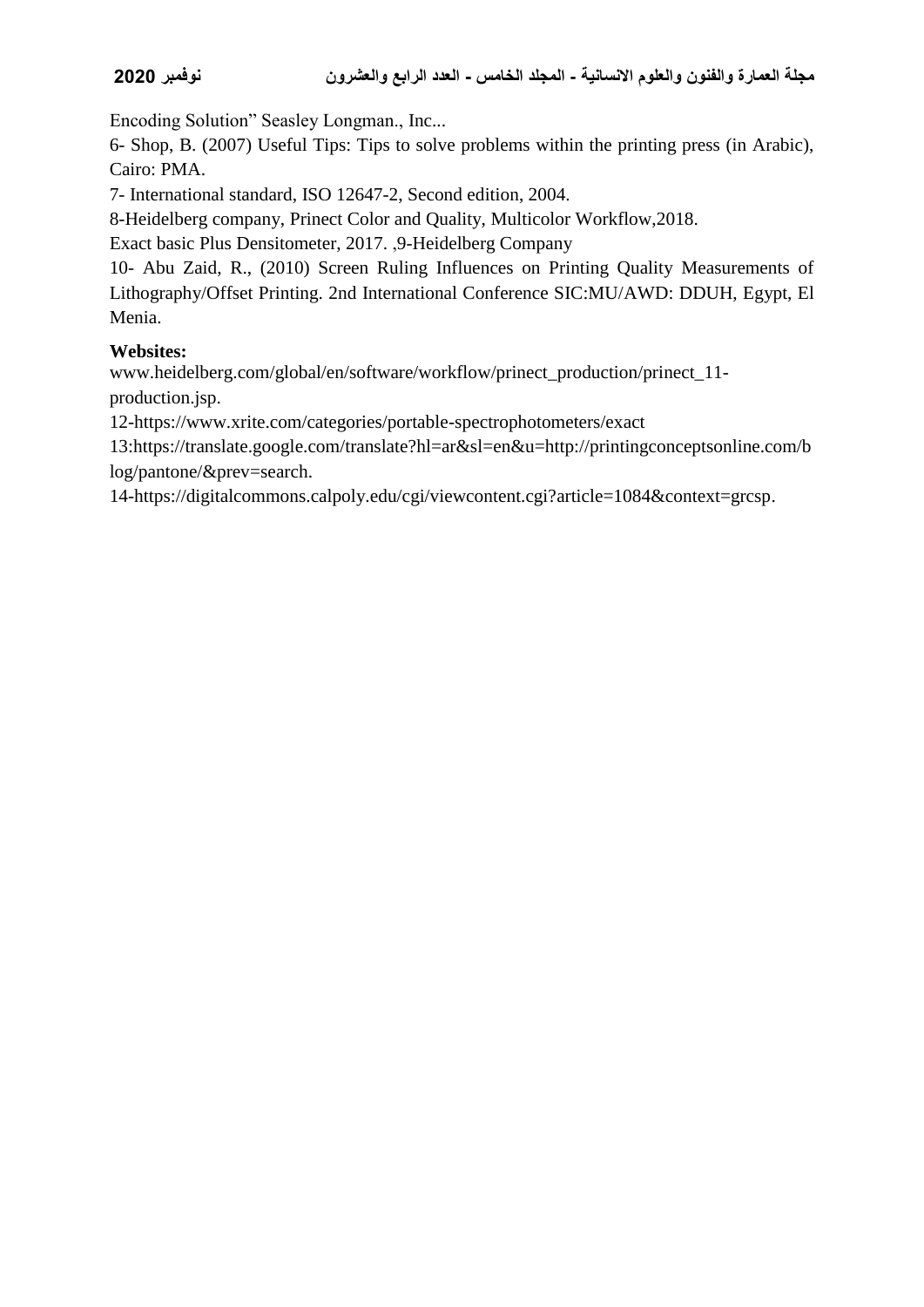Encoding Solution" Seasley Longman., Inc...

6- Shop, B. (2007) Useful Tips: Tips to solve problems within the printing press (in Arabic), Cairo: PMA.

7- International standard, ISO 12647-2, Second edition, 2004.

8-Heidelberg company, Prinect Color and Quality, Multicolor Workflow,2018.

Exact basic Plus Densitometer, 2017. ,9-Heidelberg Company

10- Abu Zaid, R., (2010) Screen Ruling Influences on Printing Quality Measurements of Lithography/Offset Printing. 2nd International Conference SIC:MU/AWD: DDUH, Egypt, El Menia.

**Websites:**

www.heidelberg.com/global/en/software/workflow/prinect_production/prinect_11-production.jsp.

12-https://www.xrite.com/categories/portable-spectrophotometers/exact

13:https://translate.google.com/translate?hl=ar&sl=en&u=http://printingconceptsonline.com/blog/pantone/&prev=search.

14-https://digitalcommons.calpoly.edu/cgi/viewcontent.cgi?article=1084&context=grcsp.